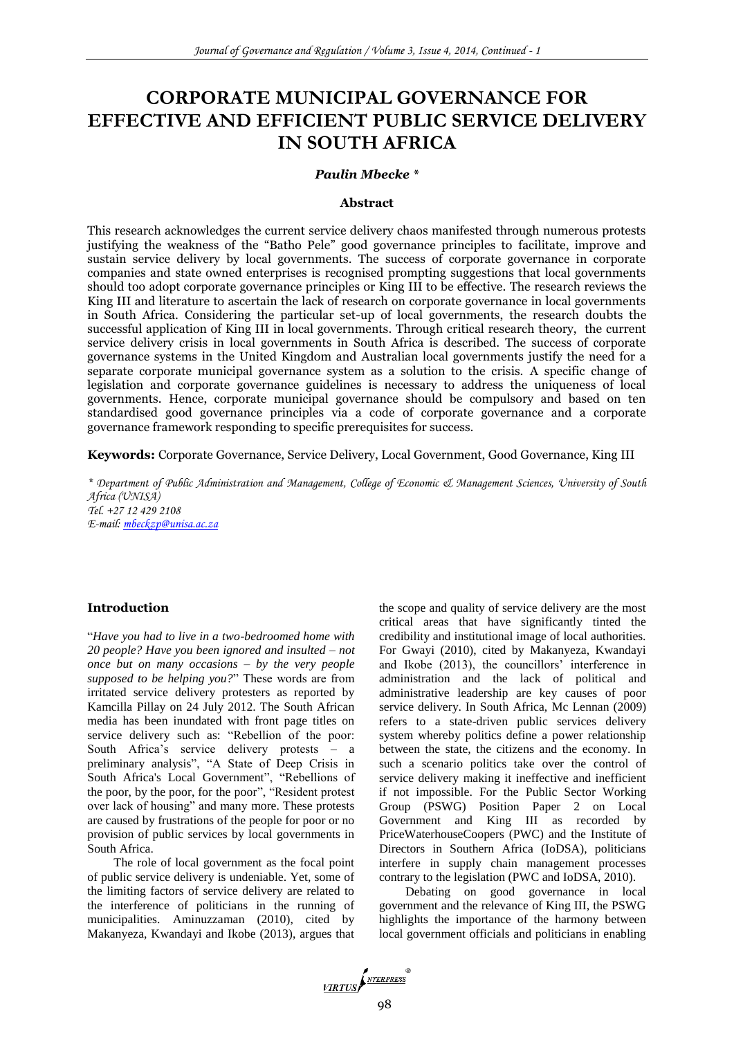# CORPORATE MUNICIPAL GOVERNANCE FOR EFFECTIVE AND EFFICIENT PUBLIC SERVICE DELIVERY IN SOUTH AFRICA

***Paulin Mbecke \****

## Abstract

This research acknowledges the current service delivery chaos manifested through numerous protests justifying the weakness of the "Batho Pele" good governance principles to facilitate, improve and sustain service delivery by local governments. The success of corporate governance in corporate companies and state owned enterprises is recognised prompting suggestions that local governments should too adopt corporate governance principles or King III to be effective. The research reviews the King III and literature to ascertain the lack of research on corporate governance in local governments in South Africa. Considering the particular set-up of local governments, the research doubts the successful application of King III in local governments. Through critical research theory, the current service delivery crisis in local governments in South Africa is described. The success of corporate governance systems in the United Kingdom and Australian local governments justify the need for a separate corporate municipal governance system as a solution to the crisis. A specific change of legislation and corporate governance guidelines is necessary to address the uniqueness of local governments. Hence, corporate municipal governance should be compulsory and based on ten standardised good governance principles via a code of corporate governance and a corporate governance framework responding to specific prerequisites for success.

**Keywords:** Corporate Governance, Service Delivery, Local Government, Good Governance, King III

*\* Department of Public Administration and Management, College of Economic & Management Sciences, University of South Africa (UNISA)*
*Tel. +27 12 429 2108*
*E-mail: mbeckzp@unisa.ac.za*

## Introduction

"*Have you had to live in a two-bedroomed home with 20 people? Have you been ignored and insulted – not once but on many occasions – by the very people supposed to be helping you?*" These words are from irritated service delivery protesters as reported by Kamcilla Pillay on 24 July 2012. The South African media has been inundated with front page titles on service delivery such as: "Rebellion of the poor: South Africa's service delivery protests – a preliminary analysis", "A State of Deep Crisis in South Africa's Local Government", "Rebellions of the poor, by the poor, for the poor", "Resident protest over lack of housing" and many more. These protests are caused by frustrations of the people for poor or no provision of public services by local governments in South Africa.

The role of local government as the focal point of public service delivery is undeniable. Yet, some of the limiting factors of service delivery are related to the interference of politicians in the running of municipalities. Aminuzzaman (2010), cited by Makanyeza, Kwandayi and Ikobe (2013), argues that the scope and quality of service delivery are the most critical areas that have significantly tinted the credibility and institutional image of local authorities. For Gwayi (2010), cited by Makanyeza, Kwandayi and Ikobe (2013), the councillors' interference in administration and the lack of political and administrative leadership are key causes of poor service delivery. In South Africa, Mc Lennan (2009) refers to a state-driven public services delivery system whereby politics define a power relationship between the state, the citizens and the economy. In such a scenario politics take over the control of service delivery making it ineffective and inefficient if not impossible. For the Public Sector Working Group (PSWG) Position Paper 2 on Local Government and King III as recorded by PriceWaterhouseCoopers (PWC) and the Institute of Directors in Southern Africa (IoDSA), politicians interfere in supply chain management processes contrary to the legislation (PWC and IoDSA, 2010).

Debating on good governance in local government and the relevance of King III, the PSWG highlights the importance of the harmony between local government officials and politicians in enabling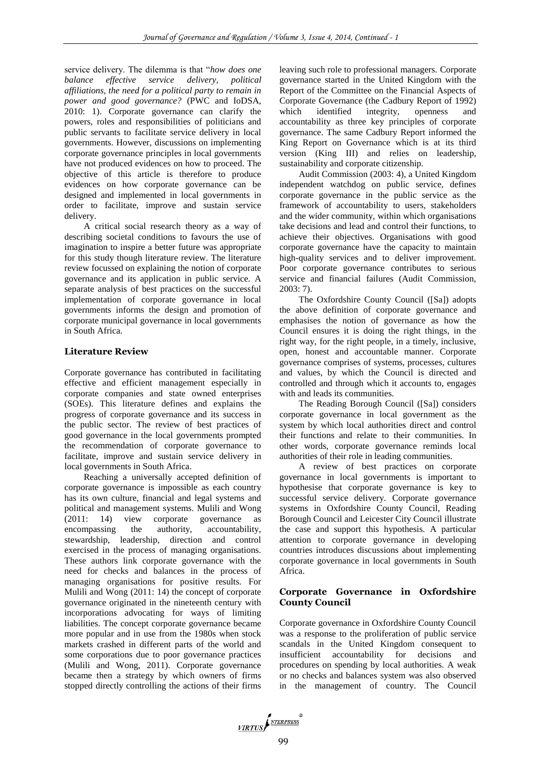service delivery. The dilemma is that "*how does one balance effective service delivery, political affiliations, the need for a political party to remain in power and good governance?* (PWC and IoDSA, 2010: 1). Corporate governance can clarify the powers, roles and responsibilities of politicians and public servants to facilitate service delivery in local governments. However, discussions on implementing corporate governance principles in local governments have not produced evidences on how to proceed. The objective of this article is therefore to produce evidences on how corporate governance can be designed and implemented in local governments in order to facilitate, improve and sustain service delivery.

A critical social research theory as a way of describing societal conditions to favours the use of imagination to inspire a better future was appropriate for this study though literature review. The literature review focussed on explaining the notion of corporate governance and its application in public service. A separate analysis of best practices on the successful implementation of corporate governance in local governments informs the design and promotion of corporate municipal governance in local governments in South Africa.

## Literature Review

Corporate governance has contributed in facilitating effective and efficient management especially in corporate companies and state owned enterprises (SOEs). This literature defines and explains the progress of corporate governance and its success in the public sector. The review of best practices of good governance in the local governments prompted the recommendation of corporate governance to facilitate, improve and sustain service delivery in local governments in South Africa.

Reaching a universally accepted definition of corporate governance is impossible as each country has its own culture, financial and legal systems and political and management systems. Mulili and Wong (2011: 14) view corporate governance as encompassing the authority, accountability, stewardship, leadership, direction and control exercised in the process of managing organisations. These authors link corporate governance with the need for checks and balances in the process of managing organisations for positive results. For Mulili and Wong (2011: 14) the concept of corporate governance originated in the nineteenth century with incorporations advocating for ways of limiting liabilities. The concept corporate governance became more popular and in use from the 1980s when stock markets crashed in different parts of the world and some corporations due to poor governance practices (Mulili and Wong, 2011). Corporate governance became then a strategy by which owners of firms stopped directly controlling the actions of their firms leaving such role to professional managers. Corporate governance started in the United Kingdom with the Report of the Committee on the Financial Aspects of Corporate Governance (the Cadbury Report of 1992) which identified integrity, openness and accountability as three key principles of corporate governance. The same Cadbury Report informed the King Report on Governance which is at its third version (King III) and relies on leadership, sustainability and corporate citizenship.

Audit Commission (2003: 4), a United Kingdom independent watchdog on public service, defines corporate governance in the public service as the framework of accountability to users, stakeholders and the wider community, within which organisations take decisions and lead and control their functions, to achieve their objectives. Organisations with good corporate governance have the capacity to maintain high-quality services and to deliver improvement. Poor corporate governance contributes to serious service and financial failures (Audit Commission, 2003: 7).

The Oxfordshire County Council ([Sa]) adopts the above definition of corporate governance and emphasises the notion of governance as how the Council ensures it is doing the right things, in the right way, for the right people, in a timely, inclusive, open, honest and accountable manner. Corporate governance comprises of systems, processes, cultures and values, by which the Council is directed and controlled and through which it accounts to, engages with and leads its communities.

The Reading Borough Council ([Sa]) considers corporate governance in local government as the system by which local authorities direct and control their functions and relate to their communities. In other words, corporate governance reminds local authorities of their role in leading communities.

A review of best practices on corporate governance in local governments is important to hypothesise that corporate governance is key to successful service delivery. Corporate governance systems in Oxfordshire County Council, Reading Borough Council and Leicester City Council illustrate the case and support this hypothesis. A particular attention to corporate governance in developing countries introduces discussions about implementing corporate governance in local governments in South Africa.

### Corporate Governance in Oxfordshire County Council

Corporate governance in Oxfordshire County Council was a response to the proliferation of public service scandals in the United Kingdom consequent to insufficient accountability for decisions and procedures on spending by local authorities. A weak or no checks and balances system was also observed in the management of country. The Council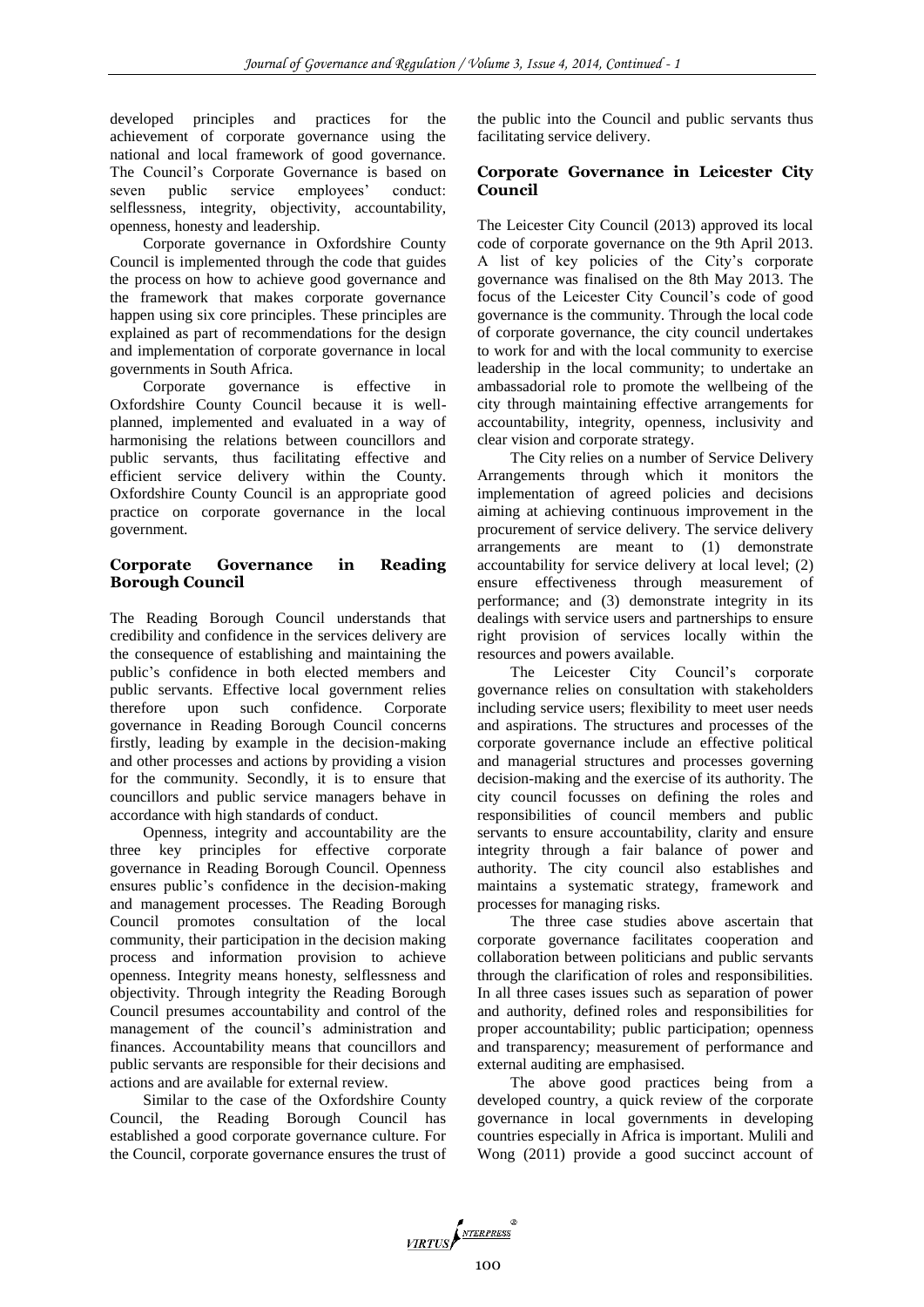developed principles and practices for the achievement of corporate governance using the national and local framework of good governance. The Council's Corporate Governance is based on seven public service employees' conduct: selflessness, integrity, objectivity, accountability, openness, honesty and leadership.

Corporate governance in Oxfordshire County Council is implemented through the code that guides the process on how to achieve good governance and the framework that makes corporate governance happen using six core principles. These principles are explained as part of recommendations for the design and implementation of corporate governance in local governments in South Africa.

Corporate governance is effective in Oxfordshire County Council because it is well-planned, implemented and evaluated in a way of harmonising the relations between councillors and public servants, thus facilitating effective and efficient service delivery within the County. Oxfordshire County Council is an appropriate good practice on corporate governance in the local government.

## Corporate Governance in Reading Borough Council

The Reading Borough Council understands that credibility and confidence in the services delivery are the consequence of establishing and maintaining the public's confidence in both elected members and public servants. Effective local government relies therefore upon such confidence. Corporate governance in Reading Borough Council concerns firstly, leading by example in the decision-making and other processes and actions by providing a vision for the community. Secondly, it is to ensure that councillors and public service managers behave in accordance with high standards of conduct.

Openness, integrity and accountability are the three key principles for effective corporate governance in Reading Borough Council. Openness ensures public's confidence in the decision-making and management processes. The Reading Borough Council promotes consultation of the local community, their participation in the decision making process and information provision to achieve openness. Integrity means honesty, selflessness and objectivity. Through integrity the Reading Borough Council presumes accountability and control of the management of the council's administration and finances. Accountability means that councillors and public servants are responsible for their decisions and actions and are available for external review.

Similar to the case of the Oxfordshire County Council, the Reading Borough Council has established a good corporate governance culture. For the Council, corporate governance ensures the trust of the public into the Council and public servants thus facilitating service delivery.

## Corporate Governance in Leicester City Council

The Leicester City Council (2013) approved its local code of corporate governance on the 9th April 2013. A list of key policies of the City's corporate governance was finalised on the 8th May 2013. The focus of the Leicester City Council's code of good governance is the community. Through the local code of corporate governance, the city council undertakes to work for and with the local community to exercise leadership in the local community; to undertake an ambassadorial role to promote the wellbeing of the city through maintaining effective arrangements for accountability, integrity, openness, inclusivity and clear vision and corporate strategy.

The City relies on a number of Service Delivery Arrangements through which it monitors the implementation of agreed policies and decisions aiming at achieving continuous improvement in the procurement of service delivery. The service delivery arrangements are meant to (1) demonstrate accountability for service delivery at local level; (2) ensure effectiveness through measurement of performance; and (3) demonstrate integrity in its dealings with service users and partnerships to ensure right provision of services locally within the resources and powers available.

The Leicester City Council's corporate governance relies on consultation with stakeholders including service users; flexibility to meet user needs and aspirations. The structures and processes of the corporate governance include an effective political and managerial structures and processes governing decision-making and the exercise of its authority. The city council focusses on defining the roles and responsibilities of council members and public servants to ensure accountability, clarity and ensure integrity through a fair balance of power and authority. The city council also establishes and maintains a systematic strategy, framework and processes for managing risks.

The three case studies above ascertain that corporate governance facilitates cooperation and collaboration between politicians and public servants through the clarification of roles and responsibilities. In all three cases issues such as separation of power and authority, defined roles and responsibilities for proper accountability; public participation; openness and transparency; measurement of performance and external auditing are emphasised.

The above good practices being from a developed country, a quick review of the corporate governance in local governments in developing countries especially in Africa is important. Mulili and Wong (2011) provide a good succinct account of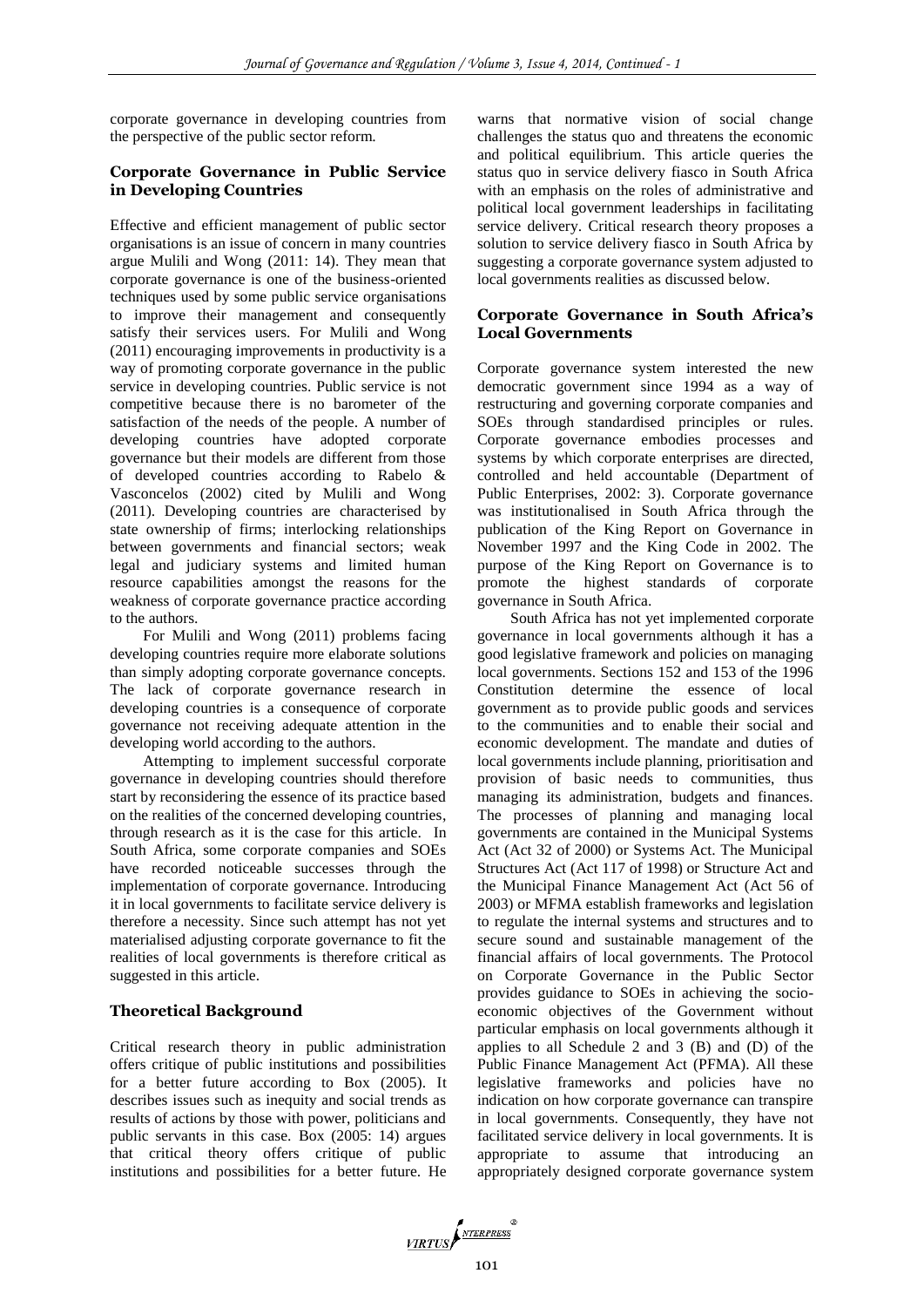corporate governance in developing countries from the perspective of the public sector reform.

## Corporate Governance in Public Service in Developing Countries

Effective and efficient management of public sector organisations is an issue of concern in many countries argue Mulili and Wong (2011: 14). They mean that corporate governance is one of the business-oriented techniques used by some public service organisations to improve their management and consequently satisfy their services users. For Mulili and Wong (2011) encouraging improvements in productivity is a way of promoting corporate governance in the public service in developing countries. Public service is not competitive because there is no barometer of the satisfaction of the needs of the people. A number of developing countries have adopted corporate governance but their models are different from those of developed countries according to Rabelo & Vasconcelos (2002) cited by Mulili and Wong (2011). Developing countries are characterised by state ownership of firms; interlocking relationships between governments and financial sectors; weak legal and judiciary systems and limited human resource capabilities amongst the reasons for the weakness of corporate governance practice according to the authors.

For Mulili and Wong (2011) problems facing developing countries require more elaborate solutions than simply adopting corporate governance concepts. The lack of corporate governance research in developing countries is a consequence of corporate governance not receiving adequate attention in the developing world according to the authors.

Attempting to implement successful corporate governance in developing countries should therefore start by reconsidering the essence of its practice based on the realities of the concerned developing countries, through research as it is the case for this article. In South Africa, some corporate companies and SOEs have recorded noticeable successes through the implementation of corporate governance. Introducing it in local governments to facilitate service delivery is therefore a necessity. Since such attempt has not yet materialised adjusting corporate governance to fit the realities of local governments is therefore critical as suggested in this article.

## Theoretical Background

Critical research theory in public administration offers critique of public institutions and possibilities for a better future according to Box (2005). It describes issues such as inequity and social trends as results of actions by those with power, politicians and public servants in this case. Box (2005: 14) argues that critical theory offers critique of public institutions and possibilities for a better future. He warns that normative vision of social change challenges the status quo and threatens the economic and political equilibrium. This article queries the status quo in service delivery fiasco in South Africa with an emphasis on the roles of administrative and political local government leaderships in facilitating service delivery. Critical research theory proposes a solution to service delivery fiasco in South Africa by suggesting a corporate governance system adjusted to local governments realities as discussed below.

## Corporate Governance in South Africa's Local Governments

Corporate governance system interested the new democratic government since 1994 as a way of restructuring and governing corporate companies and SOEs through standardised principles or rules. Corporate governance embodies processes and systems by which corporate enterprises are directed, controlled and held accountable (Department of Public Enterprises, 2002: 3). Corporate governance was institutionalised in South Africa through the publication of the King Report on Governance in November 1997 and the King Code in 2002. The purpose of the King Report on Governance is to promote the highest standards of corporate governance in South Africa.

South Africa has not yet implemented corporate governance in local governments although it has a good legislative framework and policies on managing local governments. Sections 152 and 153 of the 1996 Constitution determine the essence of local government as to provide public goods and services to the communities and to enable their social and economic development. The mandate and duties of local governments include planning, prioritisation and provision of basic needs to communities, thus managing its administration, budgets and finances. The processes of planning and managing local governments are contained in the Municipal Systems Act (Act 32 of 2000) or Systems Act. The Municipal Structures Act (Act 117 of 1998) or Structure Act and the Municipal Finance Management Act (Act 56 of 2003) or MFMA establish frameworks and legislation to regulate the internal systems and structures and to secure sound and sustainable management of the financial affairs of local governments. The Protocol on Corporate Governance in the Public Sector provides guidance to SOEs in achieving the socio-economic objectives of the Government without particular emphasis on local governments although it applies to all Schedule 2 and 3 (B) and (D) of the Public Finance Management Act (PFMA). All these legislative frameworks and policies have no indication on how corporate governance can transpire in local governments. Consequently, they have not facilitated service delivery in local governments. It is appropriate to assume that introducing an appropriately designed corporate governance system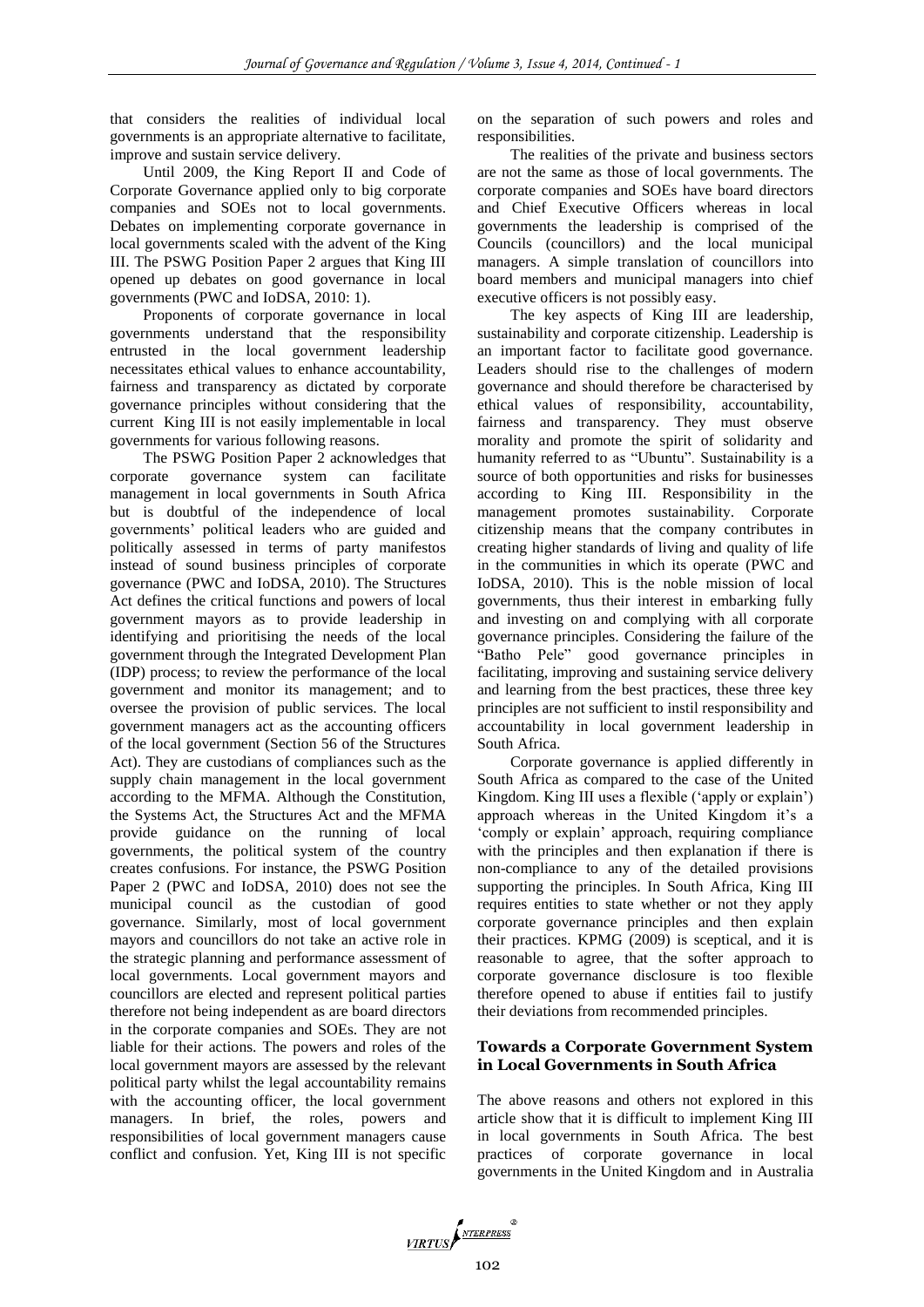that considers the realities of individual local governments is an appropriate alternative to facilitate, improve and sustain service delivery.

Until 2009, the King Report II and Code of Corporate Governance applied only to big corporate companies and SOEs not to local governments. Debates on implementing corporate governance in local governments scaled with the advent of the King III. The PSWG Position Paper 2 argues that King III opened up debates on good governance in local governments (PWC and IoDSA, 2010: 1).

Proponents of corporate governance in local governments understand that the responsibility entrusted in the local government leadership necessitates ethical values to enhance accountability, fairness and transparency as dictated by corporate governance principles without considering that the current King III is not easily implementable in local governments for various following reasons.

The PSWG Position Paper 2 acknowledges that corporate governance system can facilitate management in local governments in South Africa but is doubtful of the independence of local governments' political leaders who are guided and politically assessed in terms of party manifestos instead of sound business principles of corporate governance (PWC and IoDSA, 2010). The Structures Act defines the critical functions and powers of local government mayors as to provide leadership in identifying and prioritising the needs of the local government through the Integrated Development Plan (IDP) process; to review the performance of the local government and monitor its management; and to oversee the provision of public services. The local government managers act as the accounting officers of the local government (Section 56 of the Structures Act). They are custodians of compliances such as the supply chain management in the local government according to the MFMA. Although the Constitution, the Systems Act, the Structures Act and the MFMA provide guidance on the running of local governments, the political system of the country creates confusions. For instance, the PSWG Position Paper 2 (PWC and IoDSA, 2010) does not see the municipal council as the custodian of good governance. Similarly, most of local government mayors and councillors do not take an active role in the strategic planning and performance assessment of local governments. Local government mayors and councillors are elected and represent political parties therefore not being independent as are board directors in the corporate companies and SOEs. They are not liable for their actions. The powers and roles of the local government mayors are assessed by the relevant political party whilst the legal accountability remains with the accounting officer, the local government managers. In brief, the roles, powers and responsibilities of local government managers cause conflict and confusion. Yet, King III is not specific on the separation of such powers and roles and responsibilities.

The realities of the private and business sectors are not the same as those of local governments. The corporate companies and SOEs have board directors and Chief Executive Officers whereas in local governments the leadership is comprised of the Councils (councillors) and the local municipal managers. A simple translation of councillors into board members and municipal managers into chief executive officers is not possibly easy.

The key aspects of King III are leadership, sustainability and corporate citizenship. Leadership is an important factor to facilitate good governance. Leaders should rise to the challenges of modern governance and should therefore be characterised by ethical values of responsibility, accountability, fairness and transparency. They must observe morality and promote the spirit of solidarity and humanity referred to as "Ubuntu". Sustainability is a source of both opportunities and risks for businesses according to King III. Responsibility in the management promotes sustainability. Corporate citizenship means that the company contributes in creating higher standards of living and quality of life in the communities in which its operate (PWC and IoDSA, 2010). This is the noble mission of local governments, thus their interest in embarking fully and investing on and complying with all corporate governance principles. Considering the failure of the "Batho Pele" good governance principles in facilitating, improving and sustaining service delivery and learning from the best practices, these three key principles are not sufficient to instil responsibility and accountability in local government leadership in South Africa.

Corporate governance is applied differently in South Africa as compared to the case of the United Kingdom. King III uses a flexible ('apply or explain') approach whereas in the United Kingdom it's a 'comply or explain' approach, requiring compliance with the principles and then explanation if there is non-compliance to any of the detailed provisions supporting the principles. In South Africa, King III requires entities to state whether or not they apply corporate governance principles and then explain their practices. KPMG (2009) is sceptical, and it is reasonable to agree, that the softer approach to corporate governance disclosure is too flexible therefore opened to abuse if entities fail to justify their deviations from recommended principles.

## Towards a Corporate Government System in Local Governments in South Africa

The above reasons and others not explored in this article show that it is difficult to implement King III in local governments in South Africa. The best practices of corporate governance in local governments in the United Kingdom and in Australia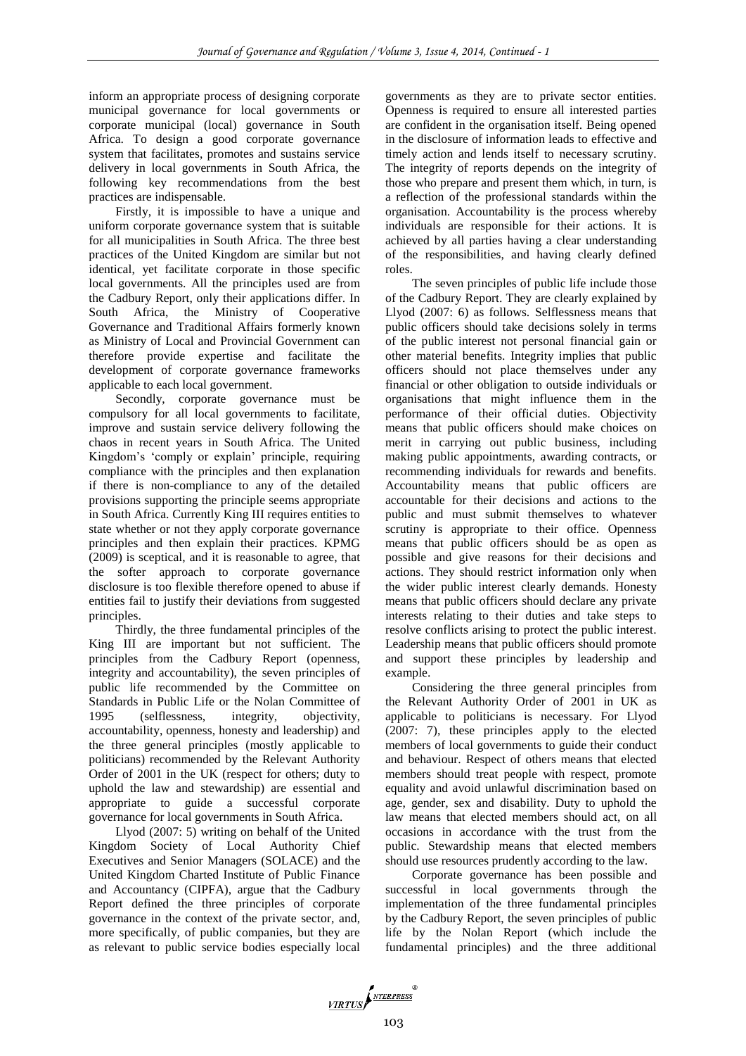inform an appropriate process of designing corporate municipal governance for local governments or corporate municipal (local) governance in South Africa. To design a good corporate governance system that facilitates, promotes and sustains service delivery in local governments in South Africa, the following key recommendations from the best practices are indispensable.

Firstly, it is impossible to have a unique and uniform corporate governance system that is suitable for all municipalities in South Africa. The three best practices of the United Kingdom are similar but not identical, yet facilitate corporate in those specific local governments. All the principles used are from the Cadbury Report, only their applications differ. In South Africa, the Ministry of Cooperative Governance and Traditional Affairs formerly known as Ministry of Local and Provincial Government can therefore provide expertise and facilitate the development of corporate governance frameworks applicable to each local government.

Secondly, corporate governance must be compulsory for all local governments to facilitate, improve and sustain service delivery following the chaos in recent years in South Africa. The United Kingdom's 'comply or explain' principle, requiring compliance with the principles and then explanation if there is non-compliance to any of the detailed provisions supporting the principle seems appropriate in South Africa. Currently King III requires entities to state whether or not they apply corporate governance principles and then explain their practices. KPMG (2009) is sceptical, and it is reasonable to agree, that the softer approach to corporate governance disclosure is too flexible therefore opened to abuse if entities fail to justify their deviations from suggested principles.

Thirdly, the three fundamental principles of the King III are important but not sufficient. The principles from the Cadbury Report (openness, integrity and accountability), the seven principles of public life recommended by the Committee on Standards in Public Life or the Nolan Committee of 1995 (selflessness, integrity, objectivity, accountability, openness, honesty and leadership) and the three general principles (mostly applicable to politicians) recommended by the Relevant Authority Order of 2001 in the UK (respect for others; duty to uphold the law and stewardship) are essential and appropriate to guide a successful corporate governance for local governments in South Africa.

Llyod (2007: 5) writing on behalf of the United Kingdom Society of Local Authority Chief Executives and Senior Managers (SOLACE) and the United Kingdom Charted Institute of Public Finance and Accountancy (CIPFA), argue that the Cadbury Report defined the three principles of corporate governance in the context of the private sector, and, more specifically, of public companies, but they are as relevant to public service bodies especially local governments as they are to private sector entities. Openness is required to ensure all interested parties are confident in the organisation itself. Being opened in the disclosure of information leads to effective and timely action and lends itself to necessary scrutiny. The integrity of reports depends on the integrity of those who prepare and present them which, in turn, is a reflection of the professional standards within the organisation. Accountability is the process whereby individuals are responsible for their actions. It is achieved by all parties having a clear understanding of the responsibilities, and having clearly defined roles.

The seven principles of public life include those of the Cadbury Report. They are clearly explained by Llyod (2007: 6) as follows. Selflessness means that public officers should take decisions solely in terms of the public interest not personal financial gain or other material benefits. Integrity implies that public officers should not place themselves under any financial or other obligation to outside individuals or organisations that might influence them in the performance of their official duties. Objectivity means that public officers should make choices on merit in carrying out public business, including making public appointments, awarding contracts, or recommending individuals for rewards and benefits. Accountability means that public officers are accountable for their decisions and actions to the public and must submit themselves to whatever scrutiny is appropriate to their office. Openness means that public officers should be as open as possible and give reasons for their decisions and actions. They should restrict information only when the wider public interest clearly demands. Honesty means that public officers should declare any private interests relating to their duties and take steps to resolve conflicts arising to protect the public interest. Leadership means that public officers should promote and support these principles by leadership and example.

Considering the three general principles from the Relevant Authority Order of 2001 in UK as applicable to politicians is necessary. For Llyod (2007: 7), these principles apply to the elected members of local governments to guide their conduct and behaviour. Respect of others means that elected members should treat people with respect, promote equality and avoid unlawful discrimination based on age, gender, sex and disability. Duty to uphold the law means that elected members should act, on all occasions in accordance with the trust from the public. Stewardship means that elected members should use resources prudently according to the law.

Corporate governance has been possible and successful in local governments through the implementation of the three fundamental principles by the Cadbury Report, the seven principles of public life by the Nolan Report (which include the fundamental principles) and the three additional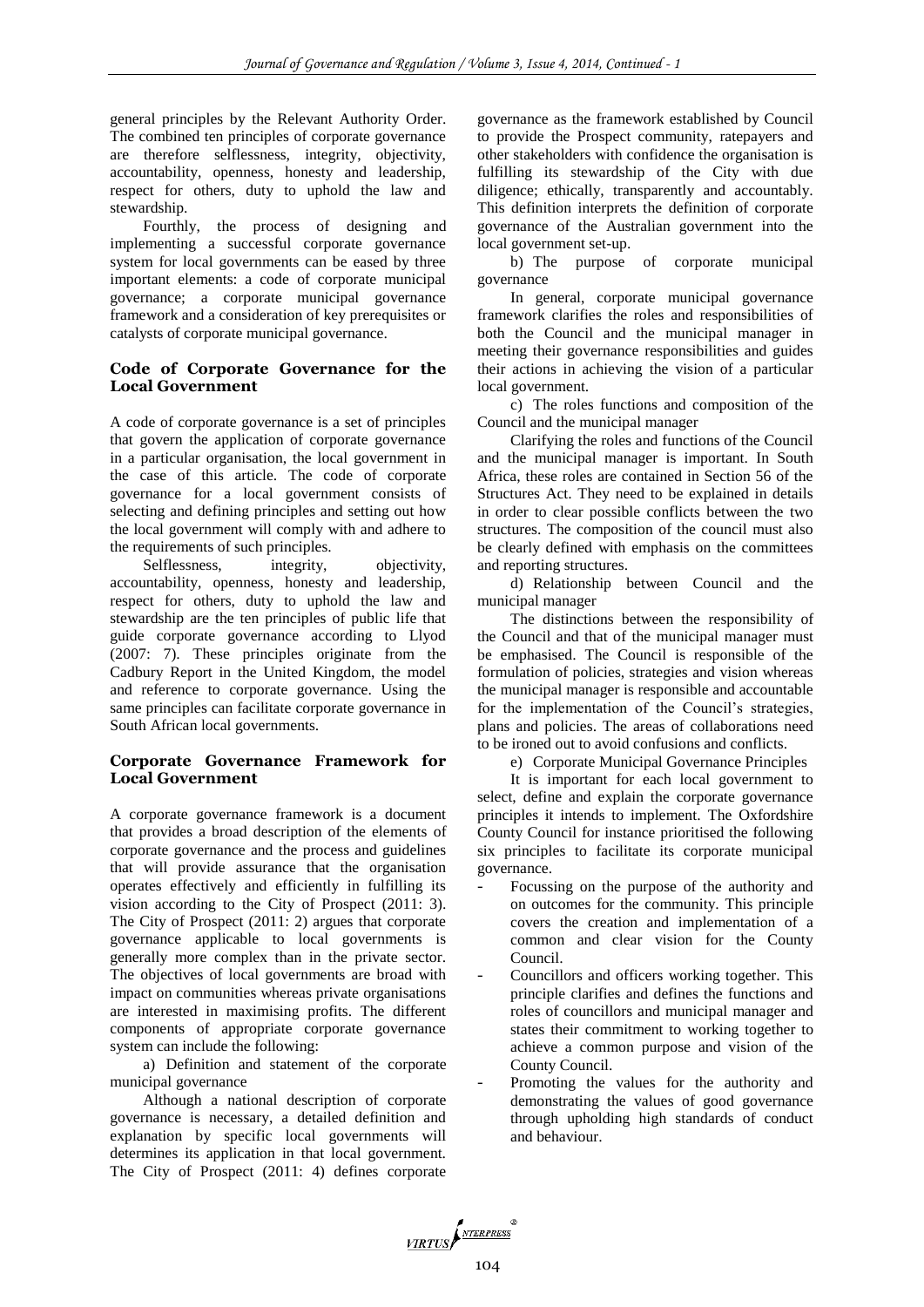general principles by the Relevant Authority Order. The combined ten principles of corporate governance are therefore selflessness, integrity, objectivity, accountability, openness, honesty and leadership, respect for others, duty to uphold the law and stewardship.

Fourthly, the process of designing and implementing a successful corporate governance system for local governments can be eased by three important elements: a code of corporate municipal governance; a corporate municipal governance framework and a consideration of key prerequisites or catalysts of corporate municipal governance.

## Code of Corporate Governance for the Local Government

A code of corporate governance is a set of principles that govern the application of corporate governance in a particular organisation, the local government in the case of this article. The code of corporate governance for a local government consists of selecting and defining principles and setting out how the local government will comply with and adhere to the requirements of such principles.

Selflessness, integrity, objectivity, accountability, openness, honesty and leadership, respect for others, duty to uphold the law and stewardship are the ten principles of public life that guide corporate governance according to Llyod (2007: 7). These principles originate from the Cadbury Report in the United Kingdom, the model and reference to corporate governance. Using the same principles can facilitate corporate governance in South African local governments.

## Corporate Governance Framework for Local Government

A corporate governance framework is a document that provides a broad description of the elements of corporate governance and the process and guidelines that will provide assurance that the organisation operates effectively and efficiently in fulfilling its vision according to the City of Prospect (2011: 3). The City of Prospect (2011: 2) argues that corporate governance applicable to local governments is generally more complex than in the private sector. The objectives of local governments are broad with impact on communities whereas private organisations are interested in maximising profits. The different components of appropriate corporate governance system can include the following:

a) Definition and statement of the corporate municipal governance

Although a national description of corporate governance is necessary, a detailed definition and explanation by specific local governments will determines its application in that local government. The City of Prospect (2011: 4) defines corporate governance as the framework established by Council to provide the Prospect community, ratepayers and other stakeholders with confidence the organisation is fulfilling its stewardship of the City with due diligence; ethically, transparently and accountably. This definition interprets the definition of corporate governance of the Australian government into the local government set-up.

b) The purpose of corporate municipal governance

In general, corporate municipal governance framework clarifies the roles and responsibilities of both the Council and the municipal manager in meeting their governance responsibilities and guides their actions in achieving the vision of a particular local government.

c) The roles functions and composition of the Council and the municipal manager

Clarifying the roles and functions of the Council and the municipal manager is important. In South Africa, these roles are contained in Section 56 of the Structures Act. They need to be explained in details in order to clear possible conflicts between the two structures. The composition of the council must also be clearly defined with emphasis on the committees and reporting structures.

d) Relationship between Council and the municipal manager

The distinctions between the responsibility of the Council and that of the municipal manager must be emphasised. The Council is responsible of the formulation of policies, strategies and vision whereas the municipal manager is responsible and accountable for the implementation of the Council's strategies, plans and policies. The areas of collaborations need to be ironed out to avoid confusions and conflicts.

e) Corporate Municipal Governance Principles

It is important for each local government to select, define and explain the corporate governance principles it intends to implement. The Oxfordshire County Council for instance prioritised the following six principles to facilitate its corporate municipal governance.

- Focussing on the purpose of the authority and on outcomes for the community. This principle covers the creation and implementation of a common and clear vision for the County Council.
- Councillors and officers working together. This principle clarifies and defines the functions and roles of councillors and municipal manager and states their commitment to working together to achieve a common purpose and vision of the County Council.
- Promoting the values for the authority and demonstrating the values of good governance through upholding high standards of conduct and behaviour.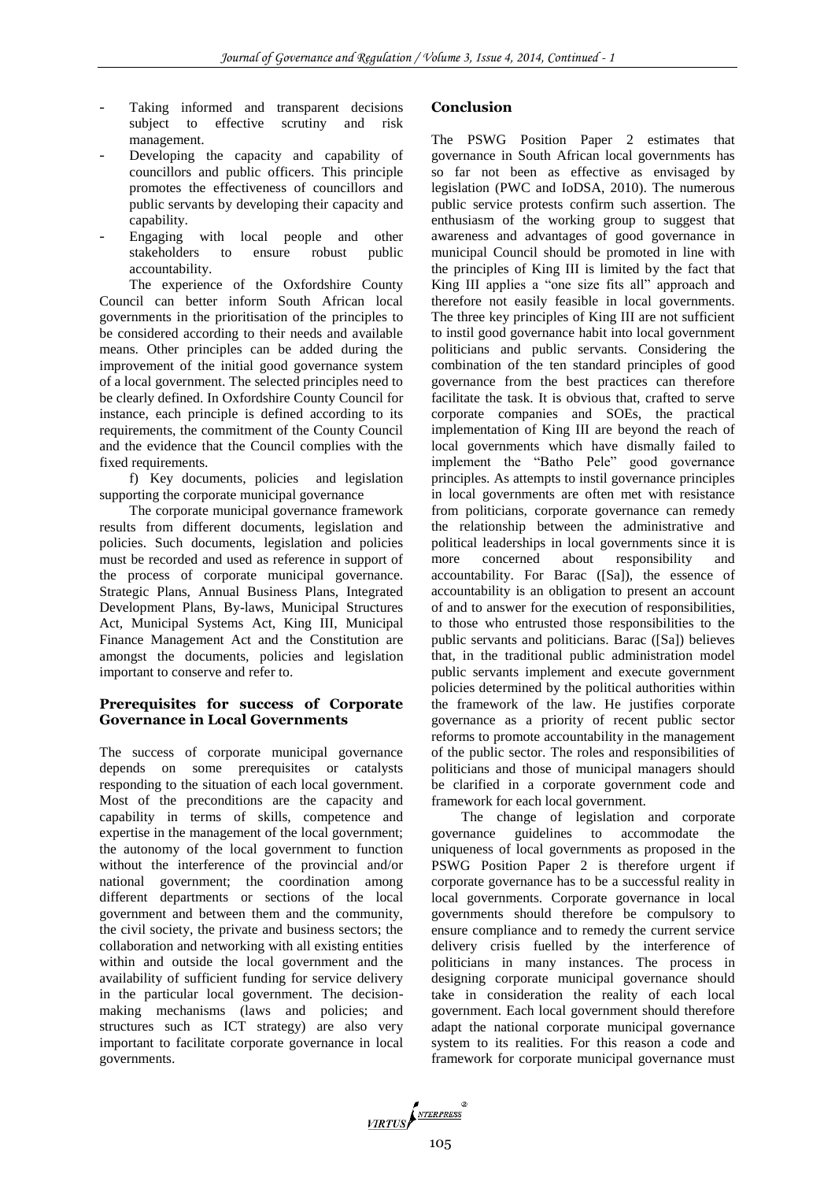- Taking informed and transparent decisions subject to effective scrutiny and risk management.
- Developing the capacity and capability of councillors and public officers. This principle promotes the effectiveness of councillors and public servants by developing their capacity and capability.
- Engaging with local people and other stakeholders to ensure robust public accountability.

The experience of the Oxfordshire County Council can better inform South African local governments in the prioritisation of the principles to be considered according to their needs and available means. Other principles can be added during the improvement of the initial good governance system of a local government. The selected principles need to be clearly defined. In Oxfordshire County Council for instance, each principle is defined according to its requirements, the commitment of the County Council and the evidence that the Council complies with the fixed requirements.

f) Key documents, policies and legislation supporting the corporate municipal governance

The corporate municipal governance framework results from different documents, legislation and policies. Such documents, legislation and policies must be recorded and used as reference in support of the process of corporate municipal governance. Strategic Plans, Annual Business Plans, Integrated Development Plans, By-laws, Municipal Structures Act, Municipal Systems Act, King III, Municipal Finance Management Act and the Constitution are amongst the documents, policies and legislation important to conserve and refer to.

## Prerequisites for success of Corporate Governance in Local Governments

The success of corporate municipal governance depends on some prerequisites or catalysts responding to the situation of each local government. Most of the preconditions are the capacity and capability in terms of skills, competence and expertise in the management of the local government; the autonomy of the local government to function without the interference of the provincial and/or national government; the coordination among different departments or sections of the local government and between them and the community, the civil society, the private and business sectors; the collaboration and networking with all existing entities within and outside the local government and the availability of sufficient funding for service delivery in the particular local government. The decision-making mechanisms (laws and policies; and structures such as ICT strategy) are also very important to facilitate corporate governance in local governments.

## Conclusion

The PSWG Position Paper 2 estimates that governance in South African local governments has so far not been as effective as envisaged by legislation (PWC and IoDSA, 2010). The numerous public service protests confirm such assertion. The enthusiasm of the working group to suggest that awareness and advantages of good governance in municipal Council should be promoted in line with the principles of King III is limited by the fact that King III applies a "one size fits all" approach and therefore not easily feasible in local governments. The three key principles of King III are not sufficient to instil good governance habit into local government politicians and public servants. Considering the combination of the ten standard principles of good governance from the best practices can therefore facilitate the task. It is obvious that, crafted to serve corporate companies and SOEs, the practical implementation of King III are beyond the reach of local governments which have dismally failed to implement the "Batho Pele" good governance principles. As attempts to instil governance principles in local governments are often met with resistance from politicians, corporate governance can remedy the relationship between the administrative and political leaderships in local governments since it is more concerned about responsibility and accountability. For Barac ([Sa]), the essence of accountability is an obligation to present an account of and to answer for the execution of responsibilities, to those who entrusted those responsibilities to the public servants and politicians. Barac ([Sa]) believes that, in the traditional public administration model public servants implement and execute government policies determined by the political authorities within the framework of the law. He justifies corporate governance as a priority of recent public sector reforms to promote accountability in the management of the public sector. The roles and responsibilities of politicians and those of municipal managers should be clarified in a corporate government code and framework for each local government.

The change of legislation and corporate governance guidelines to accommodate the uniqueness of local governments as proposed in the PSWG Position Paper 2 is therefore urgent if corporate governance has to be a successful reality in local governments. Corporate governance in local governments should therefore be compulsory to ensure compliance and to remedy the current service delivery crisis fuelled by the interference of politicians in many instances. The process in designing corporate municipal governance should take in consideration the reality of each local government. Each local government should therefore adapt the national corporate municipal governance system to its realities. For this reason a code and framework for corporate municipal governance must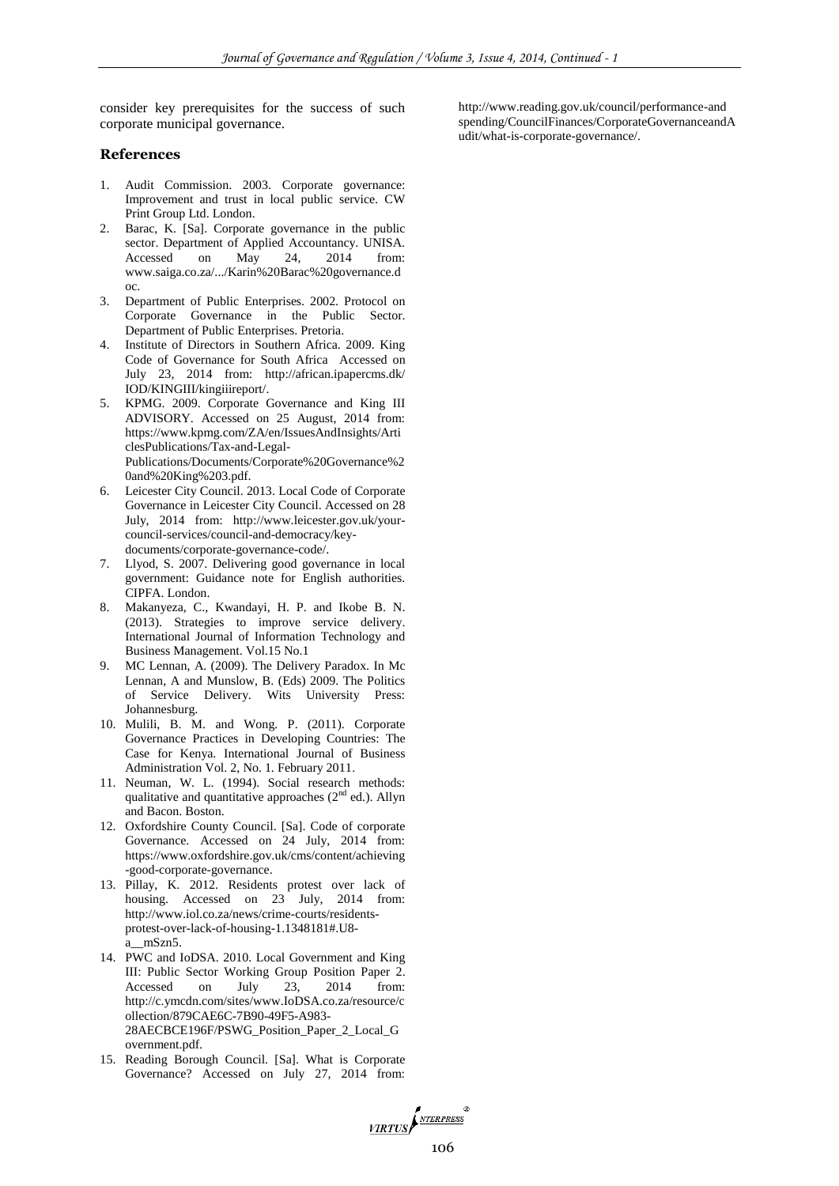consider key prerequisites for the success of such corporate municipal governance.

## References

1. Audit Commission. 2003. Corporate governance: Improvement and trust in local public service. CW Print Group Ltd. London.
2. Barac, K. [Sa]. Corporate governance in the public sector. Department of Applied Accountancy. UNISA. Accessed on May 24, 2014 from: www.saiga.co.za/.../Karin%20Barac%20governance.doc.
3. Department of Public Enterprises. 2002. Protocol on Corporate Governance in the Public Sector. Department of Public Enterprises. Pretoria.
4. Institute of Directors in Southern Africa. 2009. King Code of Governance for South Africa Accessed on July 23, 2014 from: http://african.ipapercms.dk/IOD/KINGIII/kingiiireport/.
5. KPMG. 2009. Corporate Governance and King III ADVISORY. Accessed on 25 August, 2014 from: https://www.kpmg.com/ZA/en/IssuesAndInsights/ArticlesPublications/Tax-and-Legal-Publications/Documents/Corporate%20Governance%20and%20King%203.pdf.
6. Leicester City Council. 2013. Local Code of Corporate Governance in Leicester City Council. Accessed on 28 July, 2014 from: http://www.leicester.gov.uk/your-council-services/council-and-democracy/key-documents/corporate-governance-code/.
7. Llyod, S. 2007. Delivering good governance in local government: Guidance note for English authorities. CIPFA. London.
8. Makanyeza, C., Kwandayi, H. P. and Ikobe B. N. (2013). Strategies to improve service delivery. International Journal of Information Technology and Business Management. Vol.15 No.1
9. MC Lennan, A. (2009). The Delivery Paradox. In Mc Lennan, A and Munslow, B. (Eds) 2009. The Politics of Service Delivery. Wits University Press: Johannesburg.
10. Mulili, B. M. and Wong. P. (2011). Corporate Governance Practices in Developing Countries: The Case for Kenya. International Journal of Business Administration Vol. 2, No. 1. February 2011.
11. Neuman, W. L. (1994). Social research methods: qualitative and quantitative approaches (2nd ed.). Allyn and Bacon. Boston.
12. Oxfordshire County Council. [Sa]. Code of corporate Governance. Accessed on 24 July, 2014 from: https://www.oxfordshire.gov.uk/cms/content/achieving-good-corporate-governance.
13. Pillay, K. 2012. Residents protest over lack of housing. Accessed on 23 July, 2014 from: http://www.iol.co.za/news/crime-courts/residents-protest-over-lack-of-housing-1.1348181#.U8-a__mSzn5.
14. PWC and IoDSA. 2010. Local Government and King III: Public Sector Working Group Position Paper 2. Accessed on July 23, 2014 from: http://c.ymcdn.com/sites/www.IoDSA.co.za/resource/collection/879CAE6C-7B90-49F5-A983-28AECBCE196F/PSWG_Position_Paper_2_Local_Government.pdf.
15. Reading Borough Council. [Sa]. What is Corporate Governance? Accessed on July 27, 2014 from: http://www.reading.gov.uk/council/performance-and spending/CouncilFinances/CorporateGovernanceandAudit/what-is-corporate-governance/.